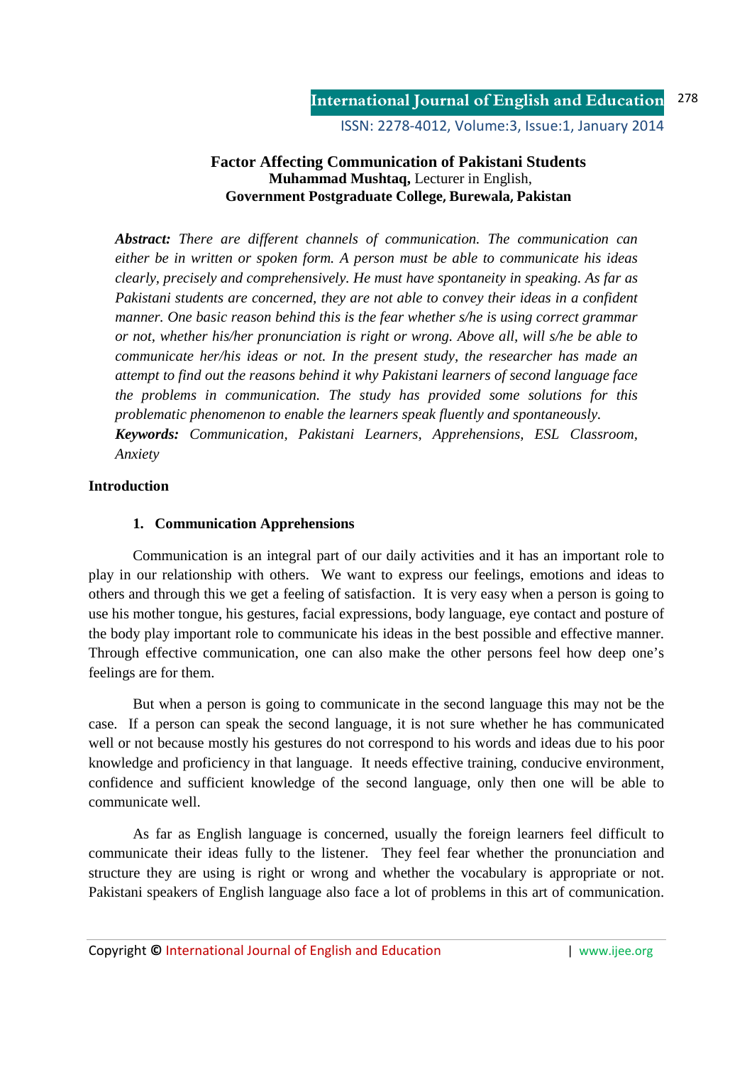# Factor Affecting Communication of Pakistani Students

**Muhammad Mushtaq,** Lecturer in English,
**Government Postgraduate College, Burewala, Pakistan**

***Abstract:*** *There are different channels of communication. The communication can either be in written or spoken form. A person must be able to communicate his ideas clearly, precisely and comprehensively. He must have spontaneity in speaking. As far as Pakistani students are concerned, they are not able to convey their ideas in a confident manner. One basic reason behind this is the fear whether s/he is using correct grammar or not, whether his/her pronunciation is right or wrong. Above all, will s/he be able to communicate her/his ideas or not. In the present study, the researcher has made an attempt to find out the reasons behind it why Pakistani learners of second language face the problems in communication. The study has provided some solutions for this problematic phenomenon to enable the learners speak fluently and spontaneously.*

***Keywords:*** *Communication, Pakistani Learners, Apprehensions, ESL Classroom, Anxiety*

## Introduction

### 1. Communication Apprehensions

Communication is an integral part of our daily activities and it has an important role to play in our relationship with others. We want to express our feelings, emotions and ideas to others and through this we get a feeling of satisfaction. It is very easy when a person is going to use his mother tongue, his gestures, facial expressions, body language, eye contact and posture of the body play important role to communicate his ideas in the best possible and effective manner. Through effective communication, one can also make the other persons feel how deep one's feelings are for them.

But when a person is going to communicate in the second language this may not be the case. If a person can speak the second language, it is not sure whether he has communicated well or not because mostly his gestures do not correspond to his words and ideas due to his poor knowledge and proficiency in that language. It needs effective training, conducive environment, confidence and sufficient knowledge of the second language, only then one will be able to communicate well.

As far as English language is concerned, usually the foreign learners feel difficult to communicate their ideas fully to the listener. They feel fear whether the pronunciation and structure they are using is right or wrong and whether the vocabulary is appropriate or not. Pakistani speakers of English language also face a lot of problems in this art of communication.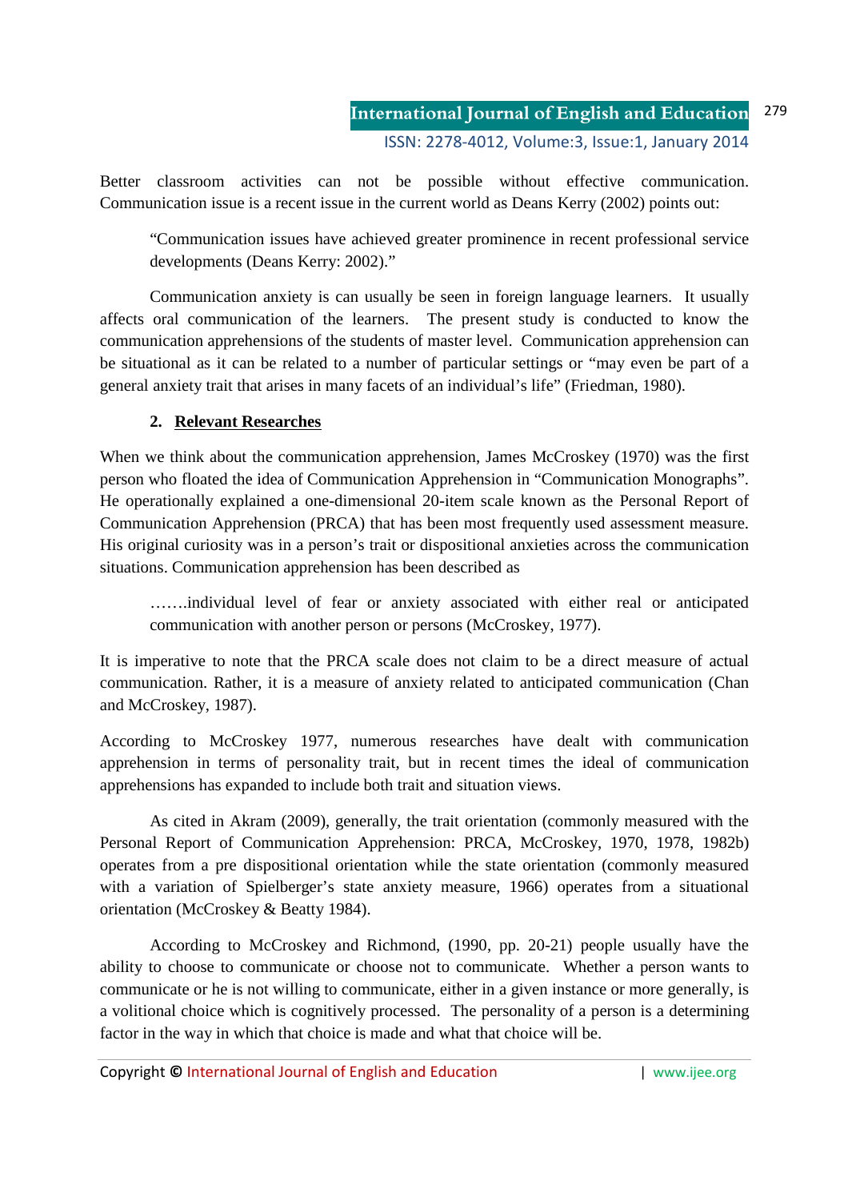Better classroom activities can not be possible without effective communication. Communication issue is a recent issue in the current world as Deans Kerry (2002) points out:

> "Communication issues have achieved greater prominence in recent professional service developments (Deans Kerry: 2002)."

Communication anxiety is can usually be seen in foreign language learners. It usually affects oral communication of the learners. The present study is conducted to know the communication apprehensions of the students of master level. Communication apprehension can be situational as it can be related to a number of particular settings or "may even be part of a general anxiety trait that arises in many facets of an individual's life" (Friedman, 1980).

## 2. Relevant Researches

When we think about the communication apprehension, James McCroskey (1970) was the first person who floated the idea of Communication Apprehension in "Communication Monographs". He operationally explained a one-dimensional 20-item scale known as the Personal Report of Communication Apprehension (PRCA) that has been most frequently used assessment measure. His original curiosity was in a person's trait or dispositional anxieties across the communication situations. Communication apprehension has been described as

> …….individual level of fear or anxiety associated with either real or anticipated communication with another person or persons (McCroskey, 1977).

It is imperative to note that the PRCA scale does not claim to be a direct measure of actual communication. Rather, it is a measure of anxiety related to anticipated communication (Chan and McCroskey, 1987).

According to McCroskey 1977, numerous researches have dealt with communication apprehension in terms of personality trait, but in recent times the ideal of communication apprehensions has expanded to include both trait and situation views.

As cited in Akram (2009), generally, the trait orientation (commonly measured with the Personal Report of Communication Apprehension: PRCA, McCroskey, 1970, 1978, 1982b) operates from a pre dispositional orientation while the state orientation (commonly measured with a variation of Spielberger's state anxiety measure, 1966) operates from a situational orientation (McCroskey & Beatty 1984).

According to McCroskey and Richmond, (1990, pp. 20-21) people usually have the ability to choose to communicate or choose not to communicate. Whether a person wants to communicate or he is not willing to communicate, either in a given instance or more generally, is a volitional choice which is cognitively processed. The personality of a person is a determining factor in the way in which that choice is made and what that choice will be.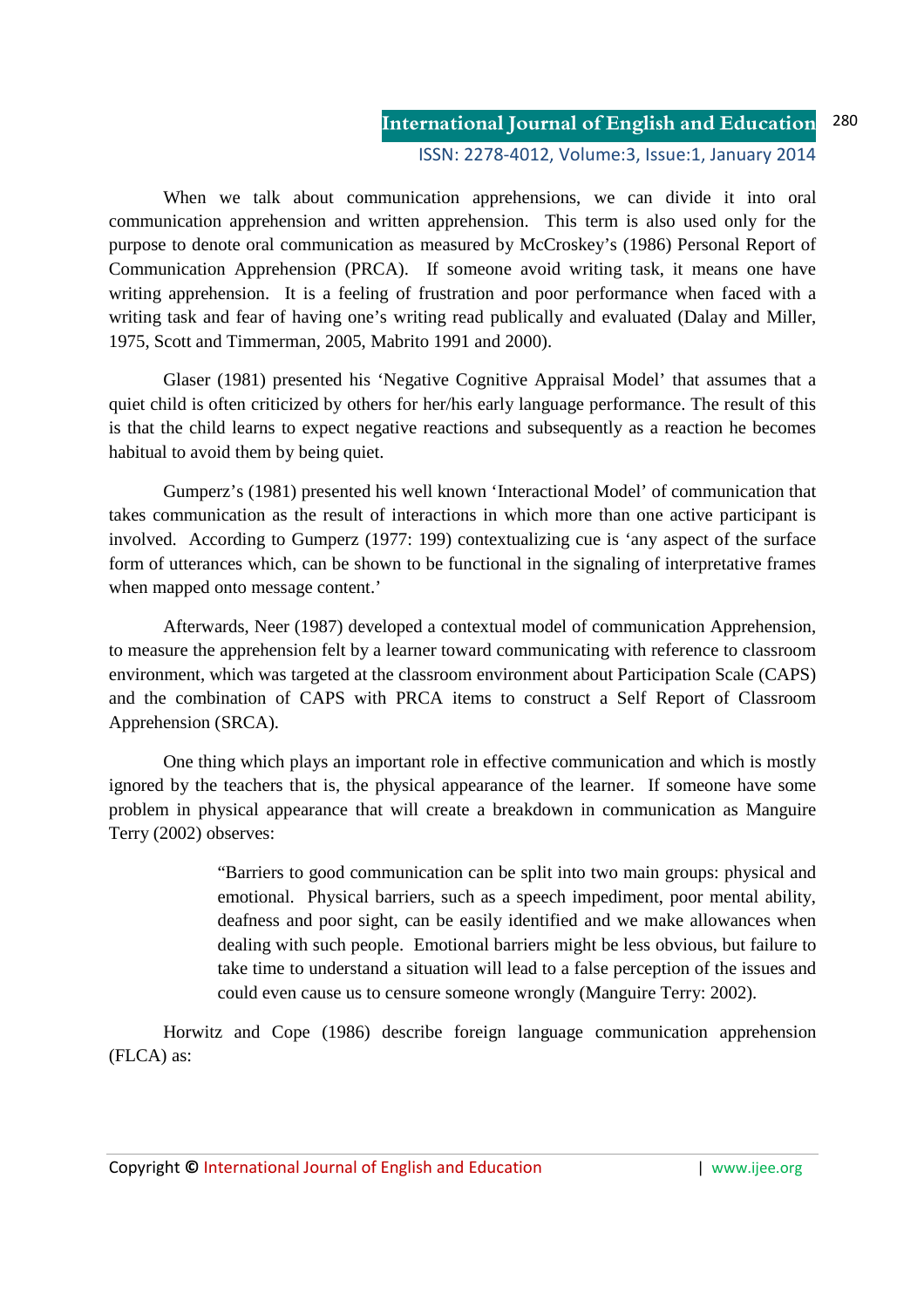When we talk about communication apprehensions, we can divide it into oral communication apprehension and written apprehension. This term is also used only for the purpose to denote oral communication as measured by McCroskey's (1986) Personal Report of Communication Apprehension (PRCA). If someone avoid writing task, it means one have writing apprehension. It is a feeling of frustration and poor performance when faced with a writing task and fear of having one's writing read publically and evaluated (Dalay and Miller, 1975, Scott and Timmerman, 2005, Mabrito 1991 and 2000).

Glaser (1981) presented his 'Negative Cognitive Appraisal Model' that assumes that a quiet child is often criticized by others for her/his early language performance. The result of this is that the child learns to expect negative reactions and subsequently as a reaction he becomes habitual to avoid them by being quiet.

Gumperz's (1981) presented his well known 'Interactional Model' of communication that takes communication as the result of interactions in which more than one active participant is involved. According to Gumperz (1977: 199) contextualizing cue is 'any aspect of the surface form of utterances which, can be shown to be functional in the signaling of interpretative frames when mapped onto message content.'

Afterwards, Neer (1987) developed a contextual model of communication Apprehension, to measure the apprehension felt by a learner toward communicating with reference to classroom environment, which was targeted at the classroom environment about Participation Scale (CAPS) and the combination of CAPS with PRCA items to construct a Self Report of Classroom Apprehension (SRCA).

One thing which plays an important role in effective communication and which is mostly ignored by the teachers that is, the physical appearance of the learner. If someone have some problem in physical appearance that will create a breakdown in communication as Manguire Terry (2002) observes:

> "Barriers to good communication can be split into two main groups: physical and emotional. Physical barriers, such as a speech impediment, poor mental ability, deafness and poor sight, can be easily identified and we make allowances when dealing with such people. Emotional barriers might be less obvious, but failure to take time to understand a situation will lead to a false perception of the issues and could even cause us to censure someone wrongly (Manguire Terry: 2002).

Horwitz and Cope (1986) describe foreign language communication apprehension (FLCA) as: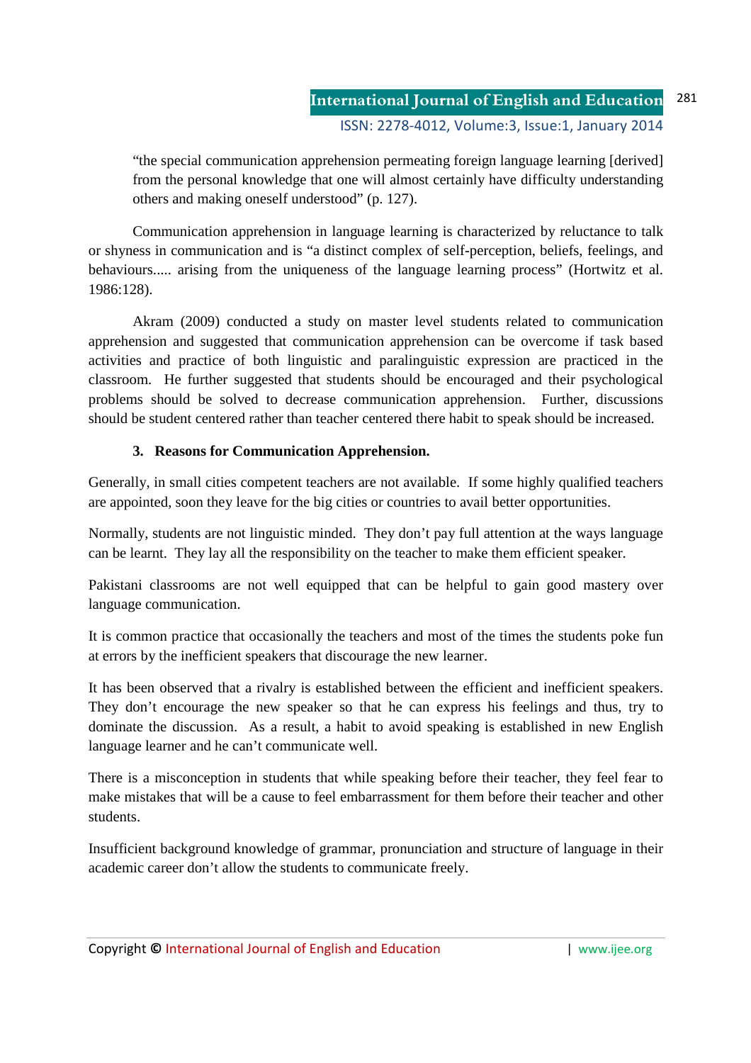> "the special communication apprehension permeating foreign language learning [derived] from the personal knowledge that one will almost certainly have difficulty understanding others and making oneself understood" (p. 127).

Communication apprehension in language learning is characterized by reluctance to talk or shyness in communication and is "a distinct complex of self-perception, beliefs, feelings, and behaviours..... arising from the uniqueness of the language learning process" (Hortwitz et al. 1986:128).

Akram (2009) conducted a study on master level students related to communication apprehension and suggested that communication apprehension can be overcome if task based activities and practice of both linguistic and paralinguistic expression are practiced in the classroom. He further suggested that students should be encouraged and their psychological problems should be solved to decrease communication apprehension. Further, discussions should be student centered rather than teacher centered there habit to speak should be increased.

### 3. Reasons for Communication Apprehension.

Generally, in small cities competent teachers are not available. If some highly qualified teachers are appointed, soon they leave for the big cities or countries to avail better opportunities.

Normally, students are not linguistic minded. They don't pay full attention at the ways language can be learnt. They lay all the responsibility on the teacher to make them efficient speaker.

Pakistani classrooms are not well equipped that can be helpful to gain good mastery over language communication.

It is common practice that occasionally the teachers and most of the times the students poke fun at errors by the inefficient speakers that discourage the new learner.

It has been observed that a rivalry is established between the efficient and inefficient speakers. They don't encourage the new speaker so that he can express his feelings and thus, try to dominate the discussion. As a result, a habit to avoid speaking is established in new English language learner and he can't communicate well.

There is a misconception in students that while speaking before their teacher, they feel fear to make mistakes that will be a cause to feel embarrassment for them before their teacher and other students.

Insufficient background knowledge of grammar, pronunciation and structure of language in their academic career don't allow the students to communicate freely.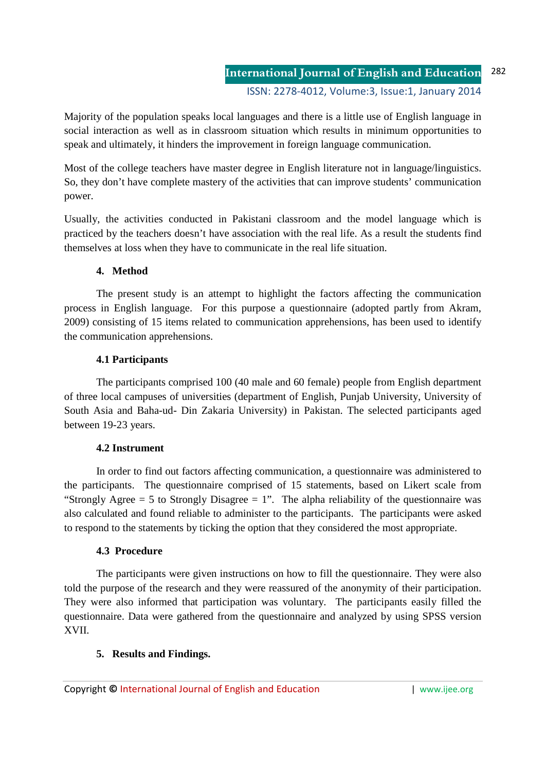Majority of the population speaks local languages and there is a little use of English language in social interaction as well as in classroom situation which results in minimum opportunities to speak and ultimately, it hinders the improvement in foreign language communication.

Most of the college teachers have master degree in English literature not in language/linguistics. So, they don't have complete mastery of the activities that can improve students' communication power.

Usually, the activities conducted in Pakistani classroom and the model language which is practiced by the teachers doesn't have association with the real life. As a result the students find themselves at loss when they have to communicate in the real life situation.

## 4. Method

The present study is an attempt to highlight the factors affecting the communication process in English language. For this purpose a questionnaire (adopted partly from Akram, 2009) consisting of 15 items related to communication apprehensions, has been used to identify the communication apprehensions.

### 4.1 Participants

The participants comprised 100 (40 male and 60 female) people from English department of three local campuses of universities (department of English, Punjab University, University of South Asia and Baha-ud- Din Zakaria University) in Pakistan. The selected participants aged between 19-23 years.

### 4.2 Instrument

In order to find out factors affecting communication, a questionnaire was administered to the participants. The questionnaire comprised of 15 statements, based on Likert scale from "Strongly Agree = 5 to Strongly Disagree = 1". The alpha reliability of the questionnaire was also calculated and found reliable to administer to the participants. The participants were asked to respond to the statements by ticking the option that they considered the most appropriate.

### 4.3 Procedure

The participants were given instructions on how to fill the questionnaire. They were also told the purpose of the research and they were reassured of the anonymity of their participation. They were also informed that participation was voluntary. The participants easily filled the questionnaire. Data were gathered from the questionnaire and analyzed by using SPSS version XVII.

## 5. Results and Findings.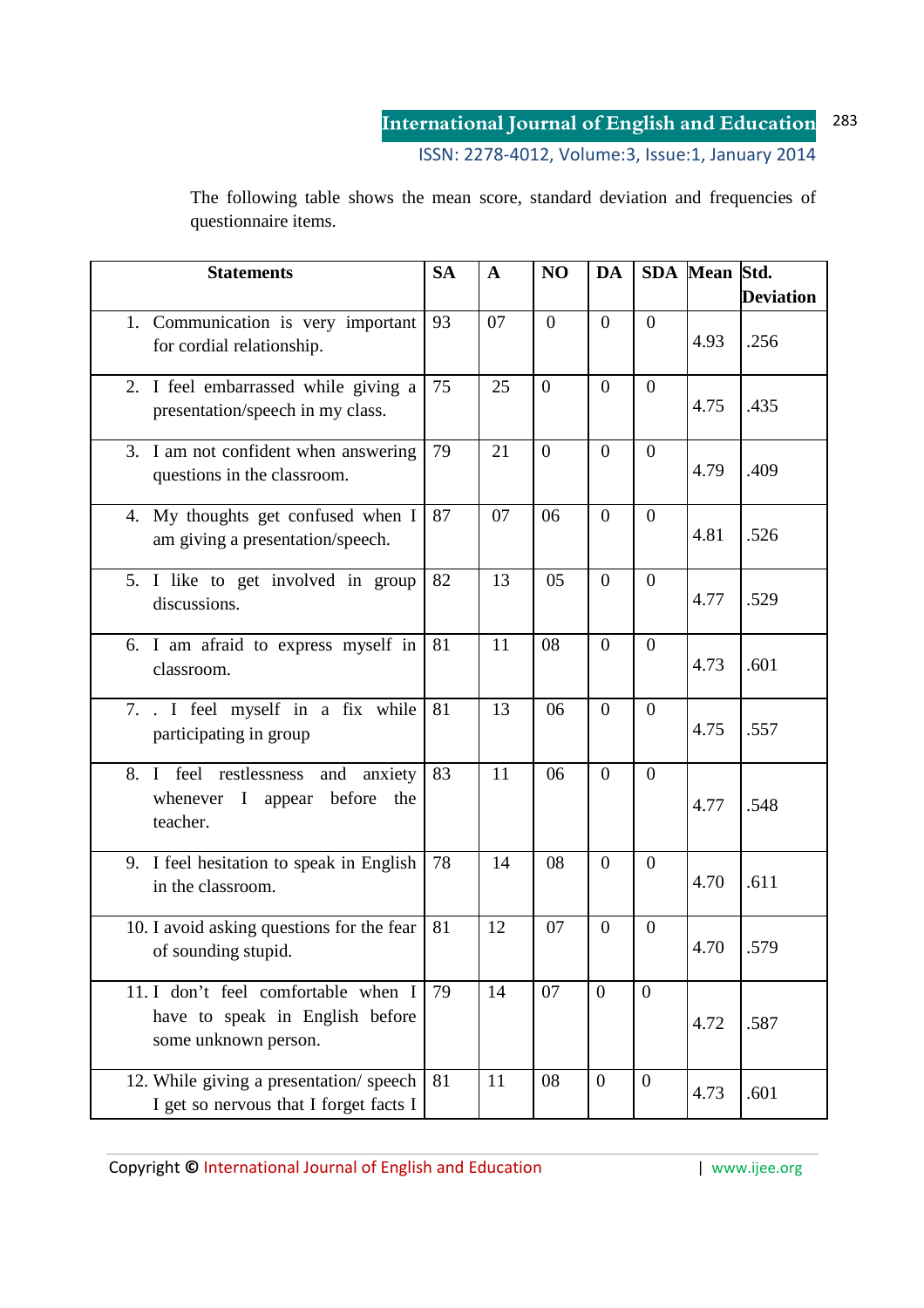The following table shows the mean score, standard deviation and frequencies of questionnaire items.

| Statements | SA | A | NO | DA | SDA | Mean | Std. Deviation |
|---|---|---|---|---|---|---|---|
| 1. Communication is very important for cordial relationship. | 93 | 07 | 0 | 0 | 0 | 4.93 | .256 |
| 2. I feel embarrassed while giving a presentation/speech in my class. | 75 | 25 | 0 | 0 | 0 | 4.75 | .435 |
| 3. I am not confident when answering questions in the classroom. | 79 | 21 | 0 | 0 | 0 | 4.79 | .409 |
| 4. My thoughts get confused when I am giving a presentation/speech. | 87 | 07 | 06 | 0 | 0 | 4.81 | .526 |
| 5. I like to get involved in group discussions. | 82 | 13 | 05 | 0 | 0 | 4.77 | .529 |
| 6. I am afraid to express myself in classroom. | 81 | 11 | 08 | 0 | 0 | 4.73 | .601 |
| 7. . I feel myself in a fix while participating in group | 81 | 13 | 06 | 0 | 0 | 4.75 | .557 |
| 8. I feel restlessness and anxiety whenever I appear before the teacher. | 83 | 11 | 06 | 0 | 0 | 4.77 | .548 |
| 9. I feel hesitation to speak in English in the classroom. | 78 | 14 | 08 | 0 | 0 | 4.70 | .611 |
| 10. I avoid asking questions for the fear of sounding stupid. | 81 | 12 | 07 | 0 | 0 | 4.70 | .579 |
| 11. I don't feel comfortable when I have to speak in English before some unknown person. | 79 | 14 | 07 | 0 | 0 | 4.72 | .587 |
| 12. While giving a presentation/ speech I get so nervous that I forget facts I | 81 | 11 | 08 | 0 | 0 | 4.73 | .601 |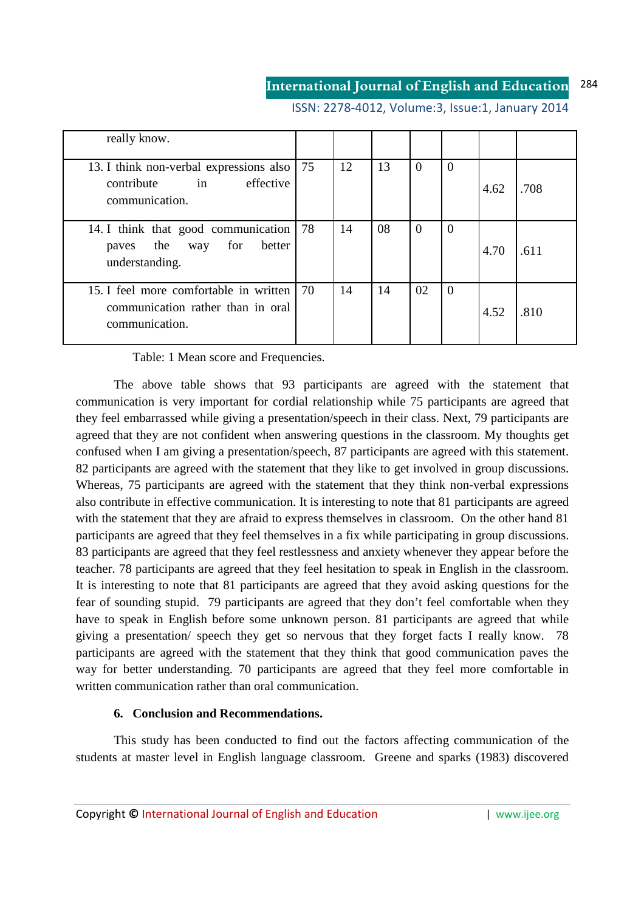| | | | | | | | |
|---|---|---|---|---|---|---|---|
| really know. | | | | | | | |
| 13. I think non-verbal expressions also contribute in effective communication. | 75 | 12 | 13 | 0 | 0 | 4.62 | .708 |
| 14. I think that good communication paves the way for better understanding. | 78 | 14 | 08 | 0 | 0 | 4.70 | .611 |
| 15. I feel more comfortable in written communication rather than in oral communication. | 70 | 14 | 14 | 02 | 0 | 4.52 | .810 |

Table: 1 Mean score and Frequencies.

The above table shows that 93 participants are agreed with the statement that communication is very important for cordial relationship while 75 participants are agreed that they feel embarrassed while giving a presentation/speech in their class. Next, 79 participants are agreed that they are not confident when answering questions in the classroom. My thoughts get confused when I am giving a presentation/speech, 87 participants are agreed with this statement. 82 participants are agreed with the statement that they like to get involved in group discussions. Whereas, 75 participants are agreed with the statement that they think non-verbal expressions also contribute in effective communication. It is interesting to note that 81 participants are agreed with the statement that they are afraid to express themselves in classroom. On the other hand 81 participants are agreed that they feel themselves in a fix while participating in group discussions. 83 participants are agreed that they feel restlessness and anxiety whenever they appear before the teacher. 78 participants are agreed that they feel hesitation to speak in English in the classroom. It is interesting to note that 81 participants are agreed that they avoid asking questions for the fear of sounding stupid. 79 participants are agreed that they don't feel comfortable when they have to speak in English before some unknown person. 81 participants are agreed that while giving a presentation/ speech they get so nervous that they forget facts I really know. 78 participants are agreed with the statement that they think that good communication paves the way for better understanding. 70 participants are agreed that they feel more comfortable in written communication rather than oral communication.

## 6. Conclusion and Recommendations.

This study has been conducted to find out the factors affecting communication of the students at master level in English language classroom. Greene and sparks (1983) discovered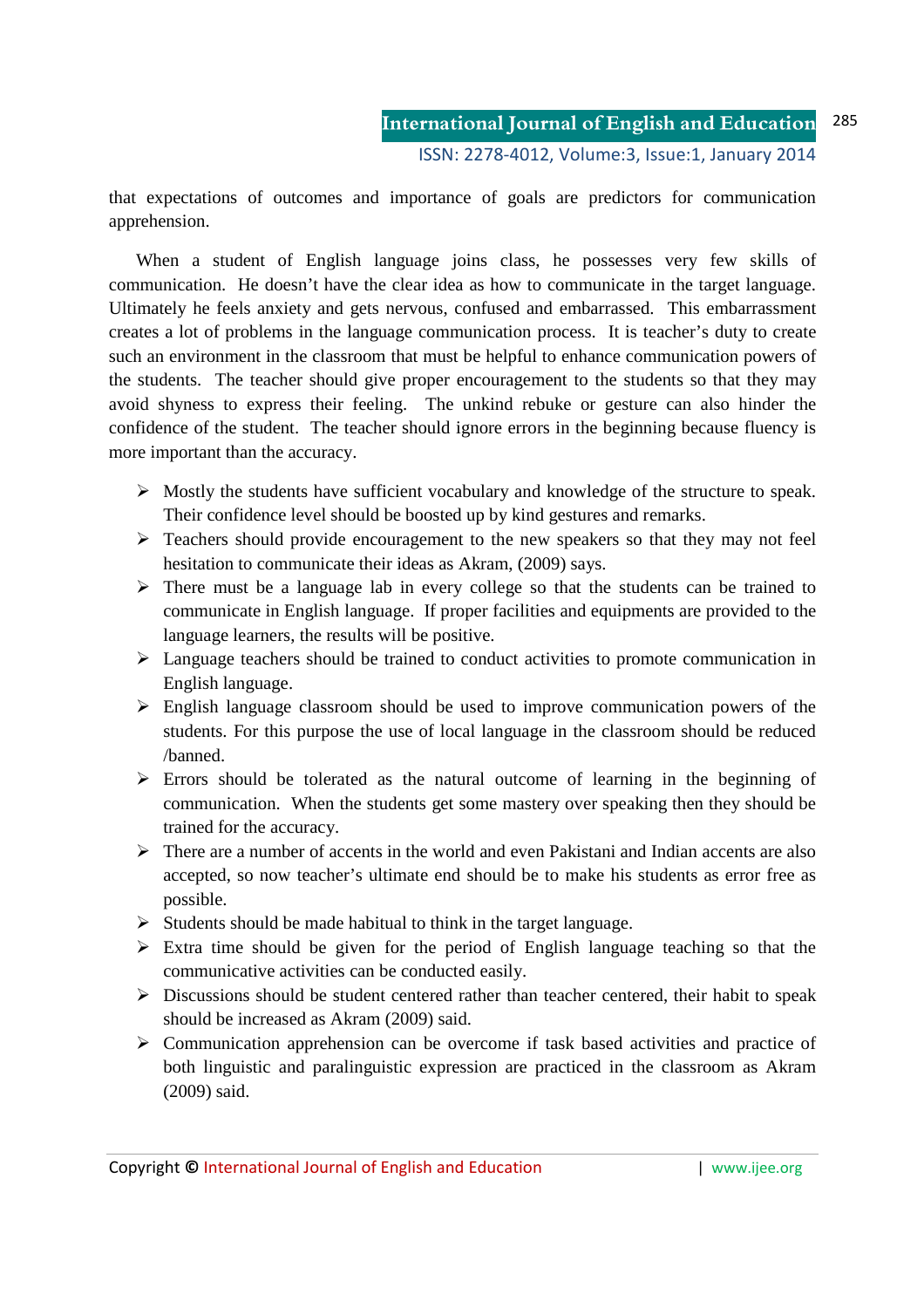that expectations of outcomes and importance of goals are predictors for communication apprehension.

When a student of English language joins class, he possesses very few skills of communication. He doesn't have the clear idea as how to communicate in the target language. Ultimately he feels anxiety and gets nervous, confused and embarrassed. This embarrassment creates a lot of problems in the language communication process. It is teacher's duty to create such an environment in the classroom that must be helpful to enhance communication powers of the students. The teacher should give proper encouragement to the students so that they may avoid shyness to express their feeling. The unkind rebuke or gesture can also hinder the confidence of the student. The teacher should ignore errors in the beginning because fluency is more important than the accuracy.

- Mostly the students have sufficient vocabulary and knowledge of the structure to speak. Their confidence level should be boosted up by kind gestures and remarks.
- Teachers should provide encouragement to the new speakers so that they may not feel hesitation to communicate their ideas as Akram, (2009) says.
- There must be a language lab in every college so that the students can be trained to communicate in English language. If proper facilities and equipments are provided to the language learners, the results will be positive.
- Language teachers should be trained to conduct activities to promote communication in English language.
- English language classroom should be used to improve communication powers of the students. For this purpose the use of local language in the classroom should be reduced /banned.
- Errors should be tolerated as the natural outcome of learning in the beginning of communication. When the students get some mastery over speaking then they should be trained for the accuracy.
- There are a number of accents in the world and even Pakistani and Indian accents are also accepted, so now teacher's ultimate end should be to make his students as error free as possible.
- Students should be made habitual to think in the target language.
- Extra time should be given for the period of English language teaching so that the communicative activities can be conducted easily.
- Discussions should be student centered rather than teacher centered, their habit to speak should be increased as Akram (2009) said.
- Communication apprehension can be overcome if task based activities and practice of both linguistic and paralinguistic expression are practiced in the classroom as Akram (2009) said.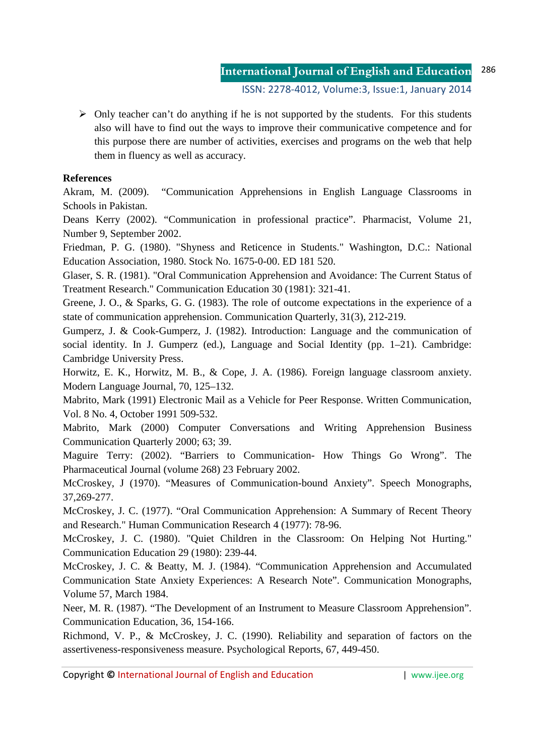- Only teacher can't do anything if he is not supported by the students. For this students also will have to find out the ways to improve their communicative competence and for this purpose there are number of activities, exercises and programs on the web that help them in fluency as well as accuracy.

**References**

Akram, M. (2009). "Communication Apprehensions in English Language Classrooms in Schools in Pakistan.

Deans Kerry (2002). "Communication in professional practice". Pharmacist, Volume 21, Number 9, September 2002.

Friedman, P. G. (1980). "Shyness and Reticence in Students." Washington, D.C.: National Education Association, 1980. Stock No. 1675-0-00. ED 181 520.

Glaser, S. R. (1981). "Oral Communication Apprehension and Avoidance: The Current Status of Treatment Research." Communication Education 30 (1981): 321-41.

Greene, J. O., & Sparks, G. G. (1983). The role of outcome expectations in the experience of a state of communication apprehension. Communication Quarterly, 31(3), 212-219.

Gumperz, J. & Cook-Gumperz, J. (1982). Introduction: Language and the communication of social identity. In J. Gumperz (ed.), Language and Social Identity (pp. 1–21). Cambridge: Cambridge University Press.

Horwitz, E. K., Horwitz, M. B., & Cope, J. A. (1986). Foreign language classroom anxiety. Modern Language Journal, 70, 125–132.

Mabrito, Mark (1991) Electronic Mail as a Vehicle for Peer Response. Written Communication, Vol. 8 No. 4, October 1991 509-532.

Mabrito, Mark (2000) Computer Conversations and Writing Apprehension Business Communication Quarterly 2000; 63; 39.

Maguire Terry: (2002). "Barriers to Communication- How Things Go Wrong". The Pharmaceutical Journal (volume 268) 23 February 2002.

McCroskey, J (1970). "Measures of Communication-bound Anxiety". Speech Monographs, 37,269-277.

McCroskey, J. C. (1977). "Oral Communication Apprehension: A Summary of Recent Theory and Research." Human Communication Research 4 (1977): 78-96.

McCroskey, J. C. (1980). "Quiet Children in the Classroom: On Helping Not Hurting." Communication Education 29 (1980): 239-44.

McCroskey, J. C. & Beatty, M. J. (1984). "Communication Apprehension and Accumulated Communication State Anxiety Experiences: A Research Note". Communication Monographs, Volume 57, March 1984.

Neer, M. R. (1987). "The Development of an Instrument to Measure Classroom Apprehension". Communication Education, 36, 154-166.

Richmond, V. P., & McCroskey, J. C. (1990). Reliability and separation of factors on the assertiveness-responsiveness measure. Psychological Reports, 67, 449-450.